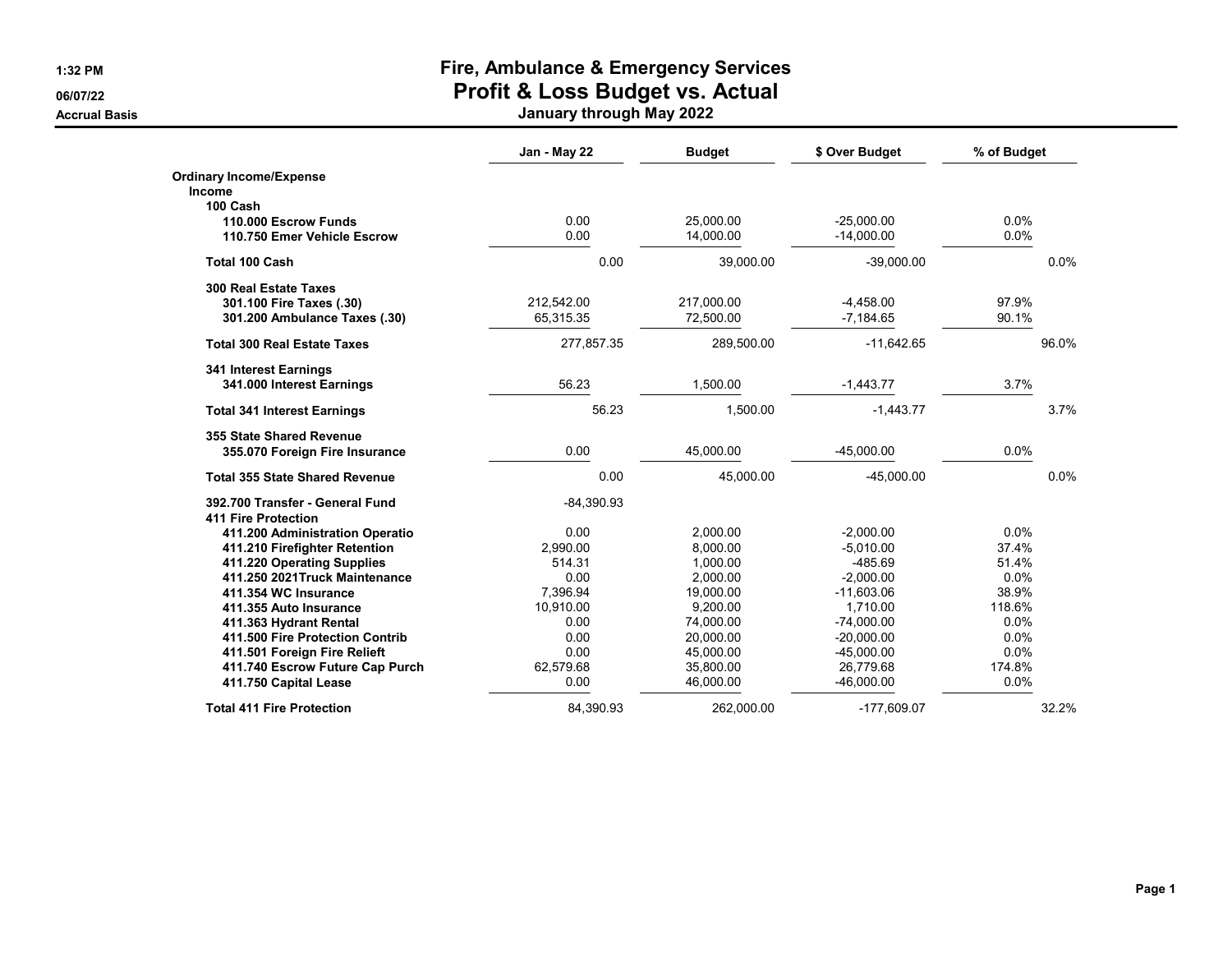# Fire, Ambulance & Emergency Services

## Profit & Loss Budget vs. Actual

### January through May 2022

1:32 PM
06/07/22
Accrual Basis

| | Jan - May 22 | Budget | $ Over Budget | % of Budget |
|---|---|---|---|---|
| **Ordinary Income/Expense** | | | | |
| **Income** | | | | |
| **100 Cash** | | | | |
| **110.000 Escrow Funds** | 0.00 | 25,000.00 | -25,000.00 | 0.0% |
| **110.750 Emer Vehicle Escrow** | 0.00 | 14,000.00 | -14,000.00 | 0.0% |
| **Total 100 Cash** | 0.00 | 39,000.00 | -39,000.00 | 0.0% |
| **300 Real Estate Taxes** | | | | |
| **301.100 Fire Taxes (.30)** | 212,542.00 | 217,000.00 | -4,458.00 | 97.9% |
| **301.200 Ambulance Taxes (.30)** | 65,315.35 | 72,500.00 | -7,184.65 | 90.1% |
| **Total 300 Real Estate Taxes** | 277,857.35 | 289,500.00 | -11,642.65 | 96.0% |
| **341 Interest Earnings** | | | | |
| **341.000 Interest Earnings** | 56.23 | 1,500.00 | -1,443.77 | 3.7% |
| **Total 341 Interest Earnings** | 56.23 | 1,500.00 | -1,443.77 | 3.7% |
| **355 State Shared Revenue** | | | | |
| **355.070 Foreign Fire Insurance** | 0.00 | 45,000.00 | -45,000.00 | 0.0% |
| **Total 355 State Shared Revenue** | 0.00 | 45,000.00 | -45,000.00 | 0.0% |
| **392.700 Transfer - General Fund** | -84,390.93 | | | |
| **411 Fire Protection** | | | | |
| **411.200 Administration Operatio** | 0.00 | 2,000.00 | -2,000.00 | 0.0% |
| **411.210 Firefighter Retention** | 2,990.00 | 8,000.00 | -5,010.00 | 37.4% |
| **411.220 Operating Supplies** | 514.31 | 1,000.00 | -485.69 | 51.4% |
| **411.250 2021Truck Maintenance** | 0.00 | 2,000.00 | -2,000.00 | 0.0% |
| **411.354 WC Insurance** | 7,396.94 | 19,000.00 | -11,603.06 | 38.9% |
| **411.355 Auto Insurance** | 10,910.00 | 9,200.00 | 1,710.00 | 118.6% |
| **411.363 Hydrant Rental** | 0.00 | 74,000.00 | -74,000.00 | 0.0% |
| **411.500 Fire Protection Contrib** | 0.00 | 20,000.00 | -20,000.00 | 0.0% |
| **411.501 Foreign Fire Relieft** | 0.00 | 45,000.00 | -45,000.00 | 0.0% |
| **411.740 Escrow Future Cap Purch** | 62,579.68 | 35,800.00 | 26,779.68 | 174.8% |
| **411.750 Capital Lease** | 0.00 | 46,000.00 | -46,000.00 | 0.0% |
| **Total 411 Fire Protection** | 84,390.93 | 262,000.00 | -177,609.07 | 32.2% |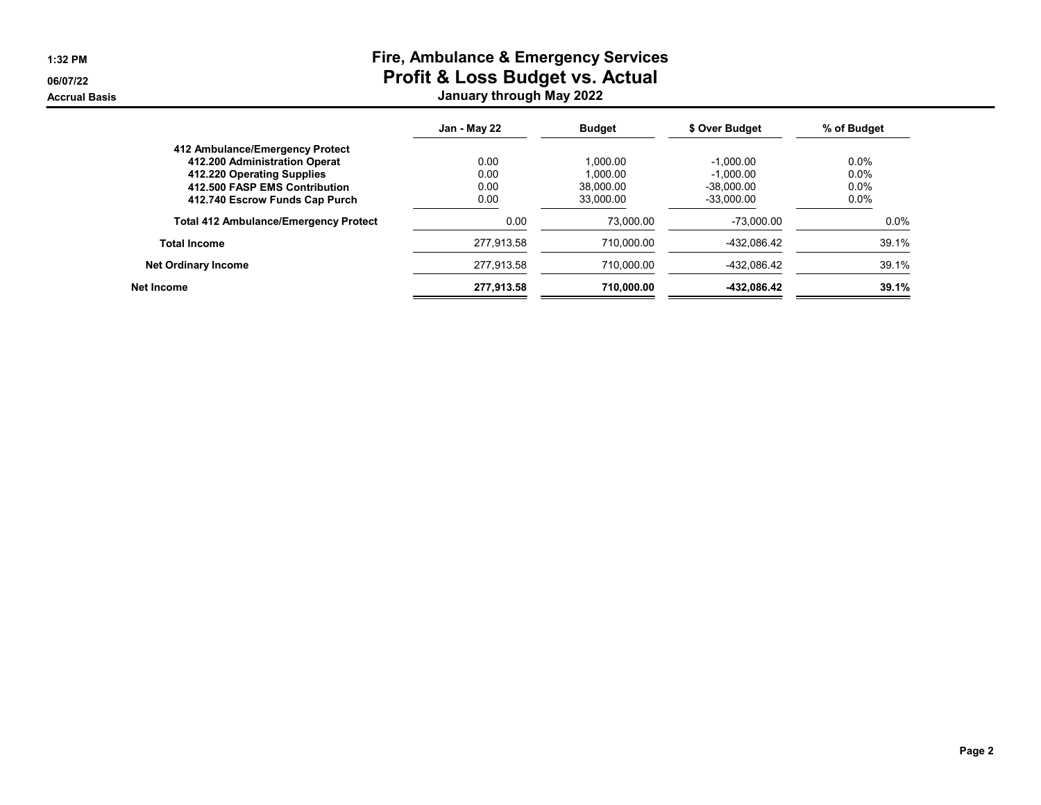# Fire, Ambulance & Emergency Services
## Profit & Loss Budget vs. Actual
### January through May 2022

1:32 PM
06/07/22
Accrual Basis

| | Jan - May 22 | Budget | $ Over Budget | % of Budget |
|---|---|---|---|---|
| **412 Ambulance/Emergency Protect** | | | | |
| **412.200 Administration Operat** | 0.00 | 1,000.00 | -1,000.00 | 0.0% |
| **412.220 Operating Supplies** | 0.00 | 1,000.00 | -1,000.00 | 0.0% |
| **412.500 FASP EMS Contribution** | 0.00 | 38,000.00 | -38,000.00 | 0.0% |
| **412.740 Escrow Funds Cap Purch** | 0.00 | 33,000.00 | -33,000.00 | 0.0% |
| **Total 412 Ambulance/Emergency Protect** | 0.00 | 73,000.00 | -73,000.00 | 0.0% |
| **Total Income** | 277,913.58 | 710,000.00 | -432,086.42 | 39.1% |
| **Net Ordinary Income** | 277,913.58 | 710,000.00 | -432,086.42 | 39.1% |
| **Net Income** | **277,913.58** | **710,000.00** | **-432,086.42** | **39.1%** |